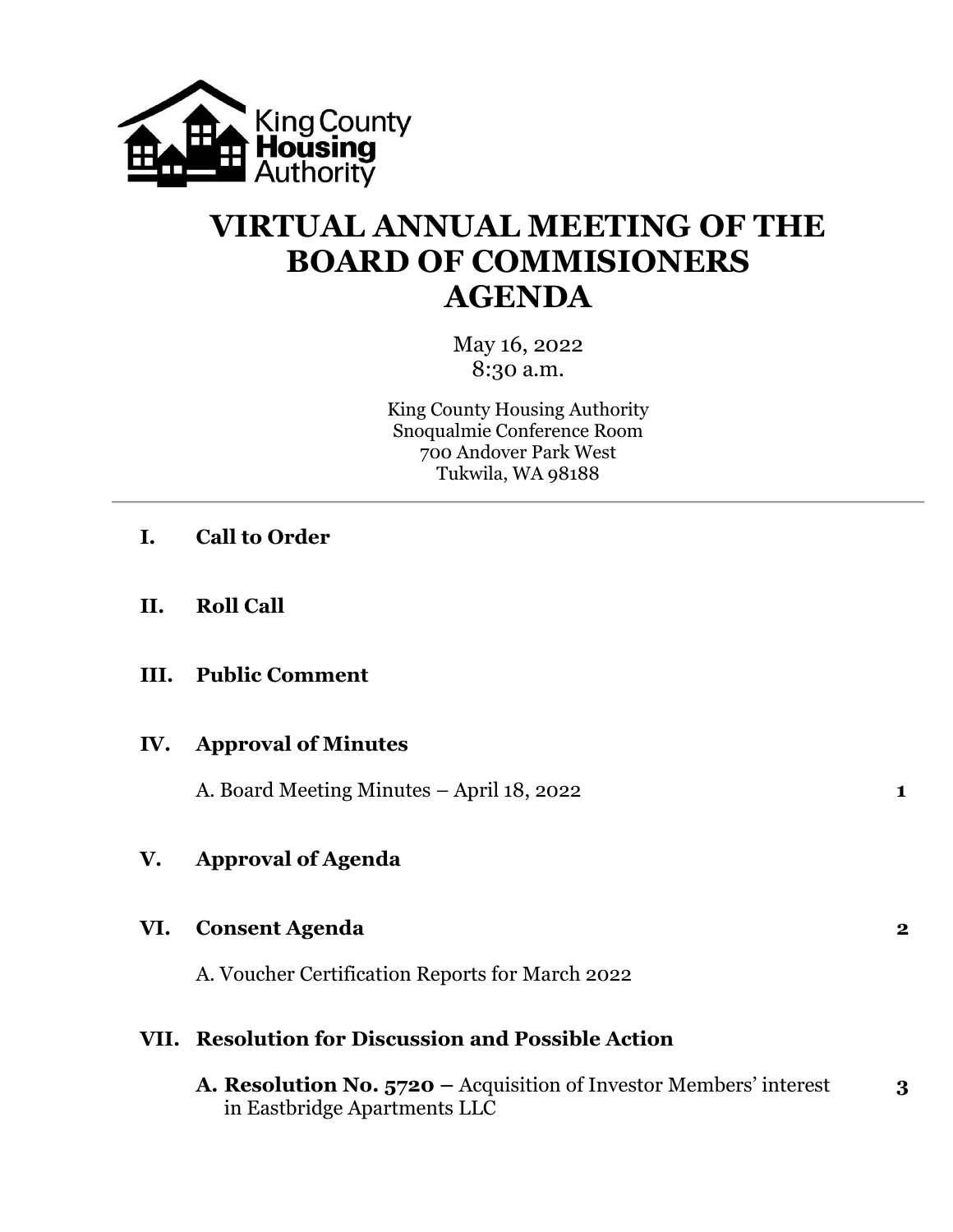King County Housing Authority

# VIRTUAL ANNUAL MEETING OF THE BOARD OF COMMISIONERS AGENDA

May 16, 2022
8:30 a.m.

King County Housing Authority
Snoqualmie Conference Room
700 Andover Park West
Tukwila, WA 98188

---

**I. Call to Order**

**II. Roll Call**

**III. Public Comment**

**IV. Approval of Minutes**

A. Board Meeting Minutes – April 18, 2022 **1**

**V. Approval of Agenda**

**VI. Consent Agenda** **2**

A. Voucher Certification Reports for March 2022

**VII. Resolution for Discussion and Possible Action**

**A. Resolution No. 5720 –** Acquisition of Investor Members' interest in Eastbridge Apartments LLC **3**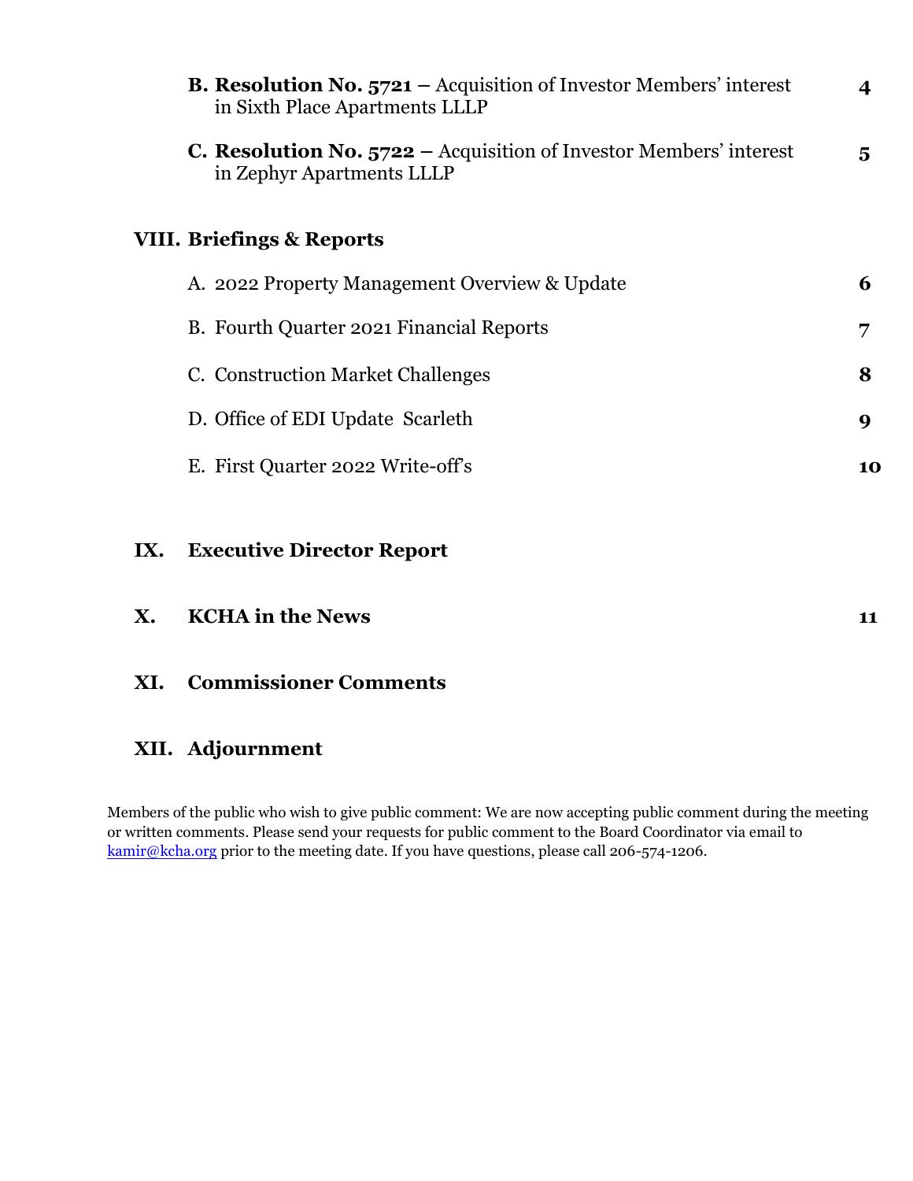**B. Resolution No. 5721 –** Acquisition of Investor Members' interest in Sixth Place Apartments LLLP **4**

**C. Resolution No. 5722 –** Acquisition of Investor Members' interest in Zephyr Apartments LLLP **5**

## VIII. Briefings & Reports

A. 2022 Property Management Overview & Update **6**

B. Fourth Quarter 2021 Financial Reports **7**

C. Construction Market Challenges **8**

D. Office of EDI Update Scarleth **9**

E. First Quarter 2022 Write-off's **10**

## IX. Executive Director Report

## X. KCHA in the News **11**

## XI. Commissioner Comments

## XII. Adjournment

Members of the public who wish to give public comment: We are now accepting public comment during the meeting or written comments. Please send your requests for public comment to the Board Coordinator via email to kamir@kcha.org prior to the meeting date. If you have questions, please call 206-574-1206.